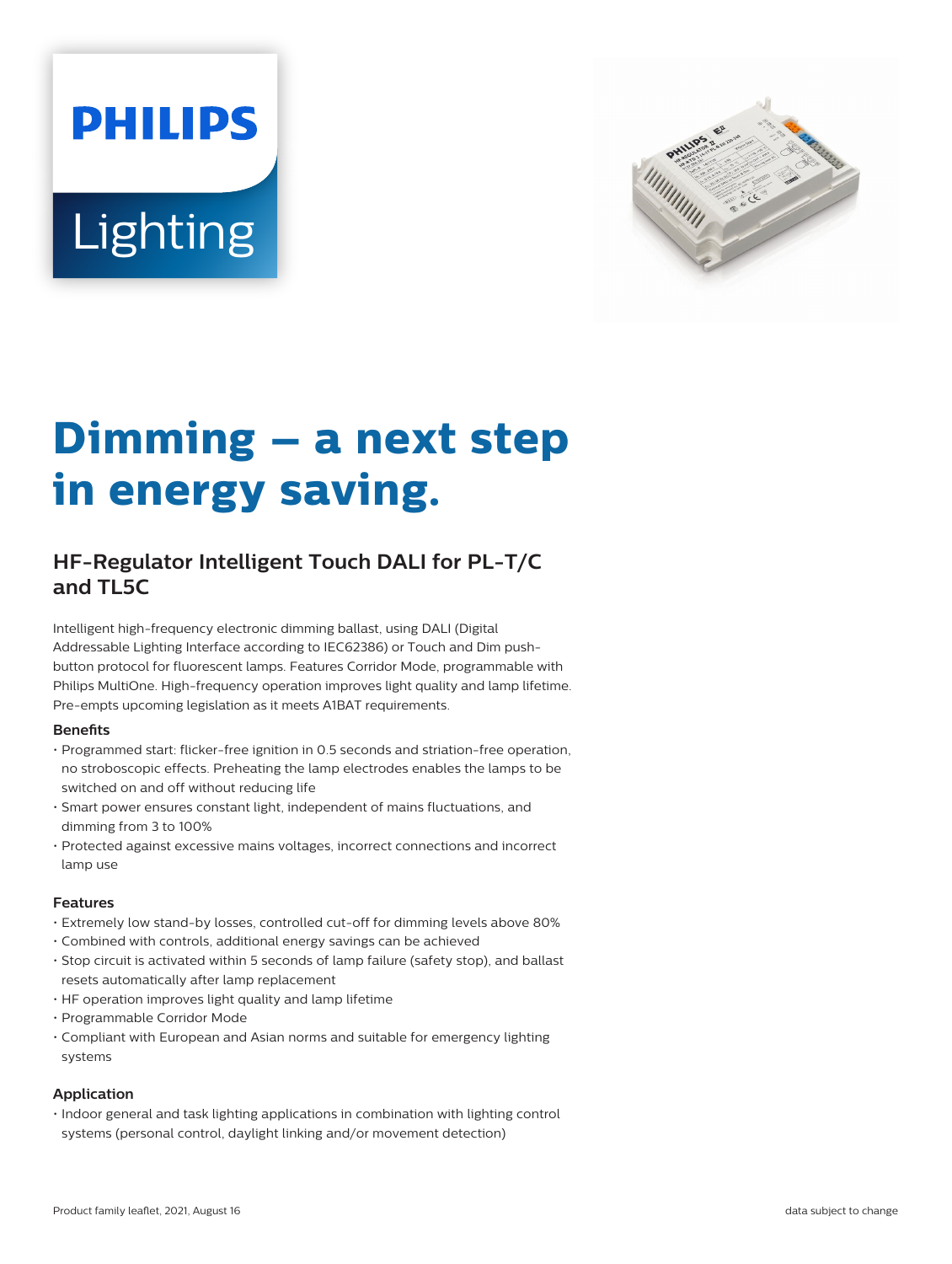# Dimming – a next step in energy saving.

## HF-Regulator Intelligent Touch DALI for PL-T/C and TL5C

Intelligent high-frequency electronic dimming ballast, using DALI (Digital Addressable Lighting Interface according to IEC62386) or Touch and Dim push-button protocol for fluorescent lamps. Features Corridor Mode, programmable with Philips MultiOne. High-frequency operation improves light quality and lamp lifetime. Pre-empts upcoming legislation as it meets A1BAT requirements.

### Benefits

- Programmed start: flicker-free ignition in 0.5 seconds and striation-free operation, no stroboscopic effects. Preheating the lamp electrodes enables the lamps to be switched on and off without reducing life
- Smart power ensures constant light, independent of mains fluctuations, and dimming from 3 to 100%
- Protected against excessive mains voltages, incorrect connections and incorrect lamp use

### Features

- Extremely low stand-by losses, controlled cut-off for dimming levels above 80%
- Combined with controls, additional energy savings can be achieved
- Stop circuit is activated within 5 seconds of lamp failure (safety stop), and ballast resets automatically after lamp replacement
- HF operation improves light quality and lamp lifetime
- Programmable Corridor Mode
- Compliant with European and Asian norms and suitable for emergency lighting systems

### Application

- Indoor general and task lighting applications in combination with lighting control systems (personal control, daylight linking and/or movement detection)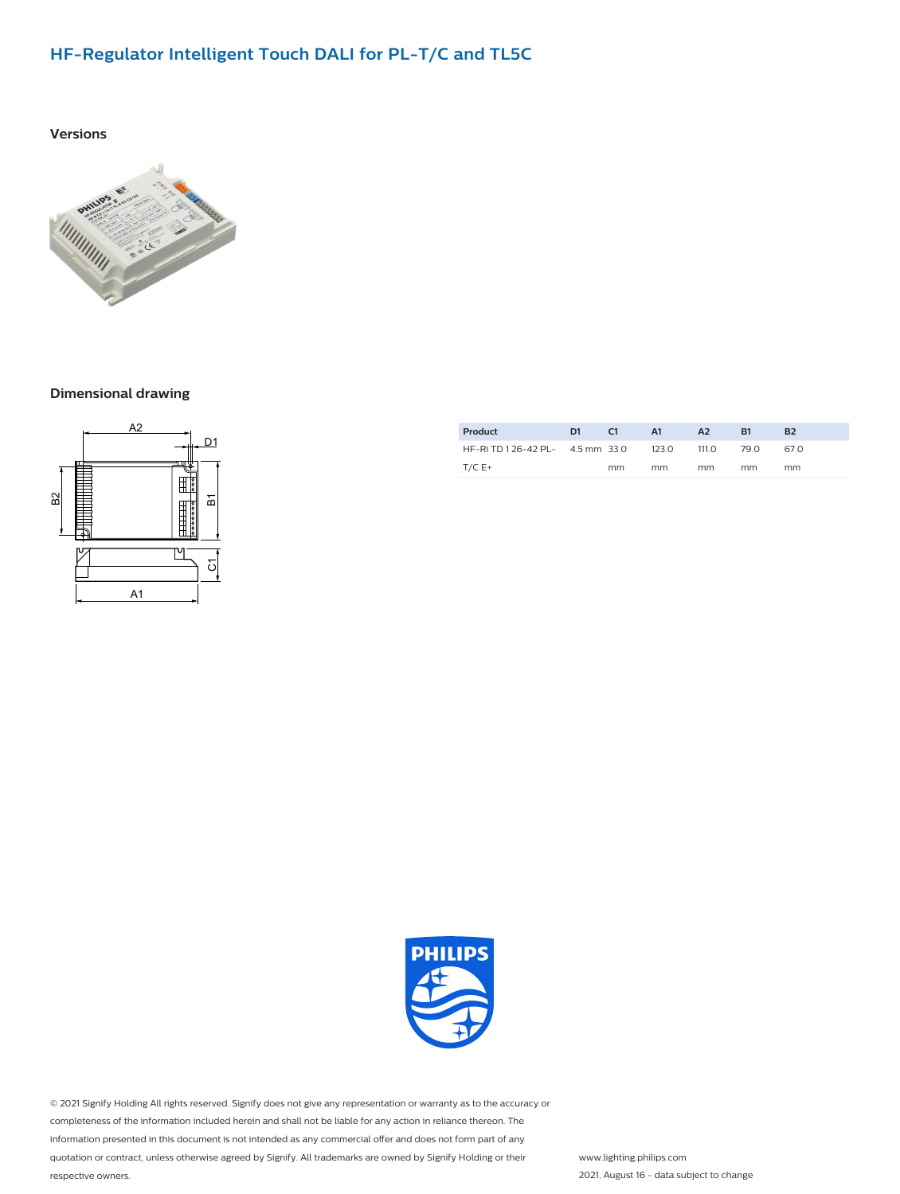## HF-Regulator Intelligent Touch DALI for PL-T/C and TL5C

### Versions

### Dimensional drawing

A2
D1
B2
B1
C1
A1

| Product | D1 | C1 | A1 | A2 | B1 | B2 |
|---|---|---|---|---|---|---|
| HF-Ri TD 1 26-42 PL-T/C E+ | 4.5 mm | 33.0 mm | 123.0 mm | 111.0 mm | 79.0 mm | 67.0 mm |

© 2021 Signify Holding All rights reserved. Signify does not give any representation or warranty as to the accuracy or completeness of the information included herein and shall not be liable for any action in reliance thereon. The information presented in this document is not intended as any commercial offer and does not form part of any quotation or contract, unless otherwise agreed by Signify. All trademarks are owned by Signify Holding or their respective owners.

www.lighting.philips.com

2021, August 16 - data subject to change